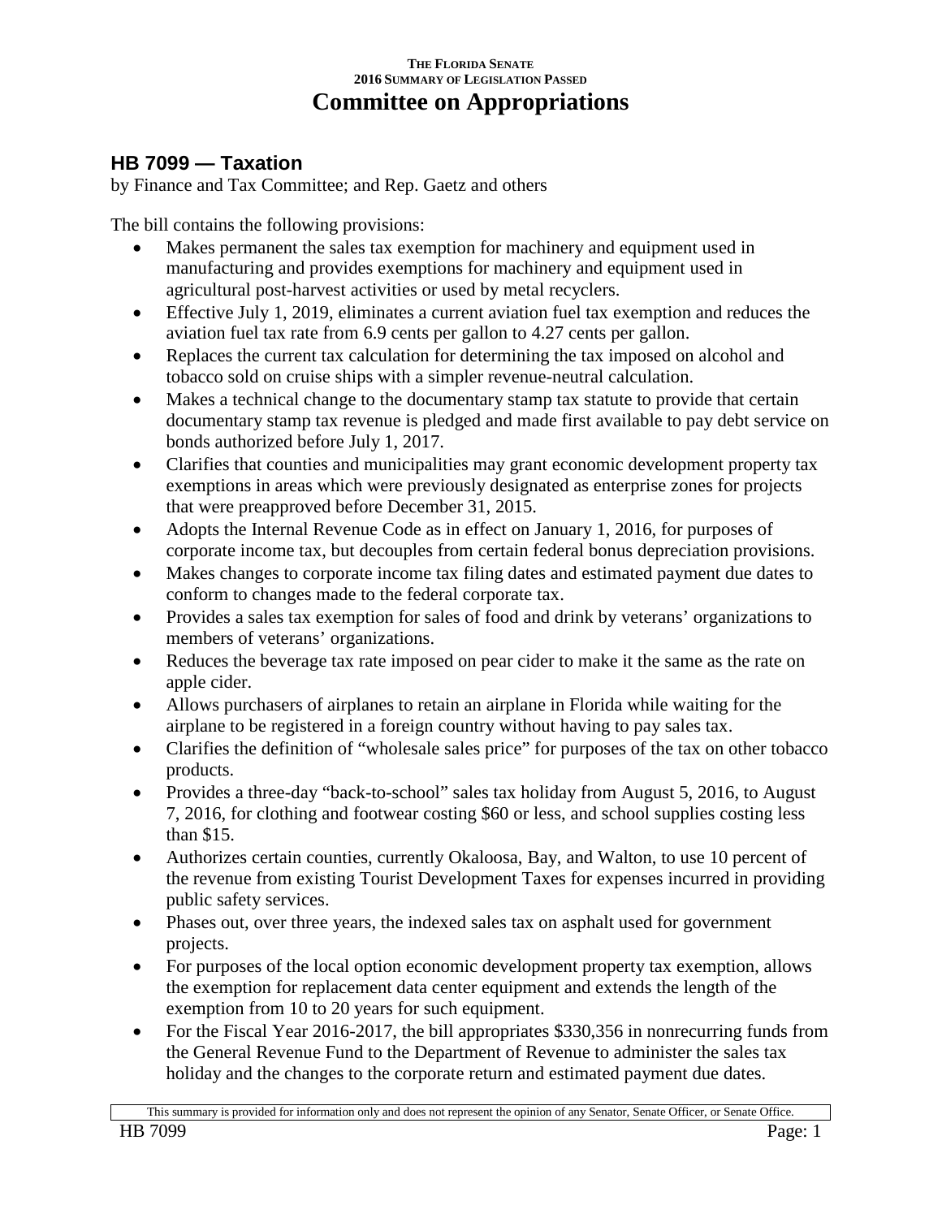THE FLORIDA SENATE
2016 SUMMARY OF LEGISLATION PASSED

# Committee on Appropriations

## HB 7099 — Taxation

by Finance and Tax Committee; and Rep. Gaetz and others

The bill contains the following provisions:

- Makes permanent the sales tax exemption for machinery and equipment used in manufacturing and provides exemptions for machinery and equipment used in agricultural post-harvest activities or used by metal recyclers.
- Effective July 1, 2019, eliminates a current aviation fuel tax exemption and reduces the aviation fuel tax rate from 6.9 cents per gallon to 4.27 cents per gallon.
- Replaces the current tax calculation for determining the tax imposed on alcohol and tobacco sold on cruise ships with a simpler revenue-neutral calculation.
- Makes a technical change to the documentary stamp tax statute to provide that certain documentary stamp tax revenue is pledged and made first available to pay debt service on bonds authorized before July 1, 2017.
- Clarifies that counties and municipalities may grant economic development property tax exemptions in areas which were previously designated as enterprise zones for projects that were preapproved before December 31, 2015.
- Adopts the Internal Revenue Code as in effect on January 1, 2016, for purposes of corporate income tax, but decouples from certain federal bonus depreciation provisions.
- Makes changes to corporate income tax filing dates and estimated payment due dates to conform to changes made to the federal corporate tax.
- Provides a sales tax exemption for sales of food and drink by veterans' organizations to members of veterans' organizations.
- Reduces the beverage tax rate imposed on pear cider to make it the same as the rate on apple cider.
- Allows purchasers of airplanes to retain an airplane in Florida while waiting for the airplane to be registered in a foreign country without having to pay sales tax.
- Clarifies the definition of "wholesale sales price" for purposes of the tax on other tobacco products.
- Provides a three-day "back-to-school" sales tax holiday from August 5, 2016, to August 7, 2016, for clothing and footwear costing $60 or less, and school supplies costing less than $15.
- Authorizes certain counties, currently Okaloosa, Bay, and Walton, to use 10 percent of the revenue from existing Tourist Development Taxes for expenses incurred in providing public safety services.
- Phases out, over three years, the indexed sales tax on asphalt used for government projects.
- For purposes of the local option economic development property tax exemption, allows the exemption for replacement data center equipment and extends the length of the exemption from 10 to 20 years for such equipment.
- For the Fiscal Year 2016-2017, the bill appropriates $330,356 in nonrecurring funds from the General Revenue Fund to the Department of Revenue to administer the sales tax holiday and the changes to the corporate return and estimated payment due dates.

This summary is provided for information only and does not represent the opinion of any Senator, Senate Officer, or Senate Office.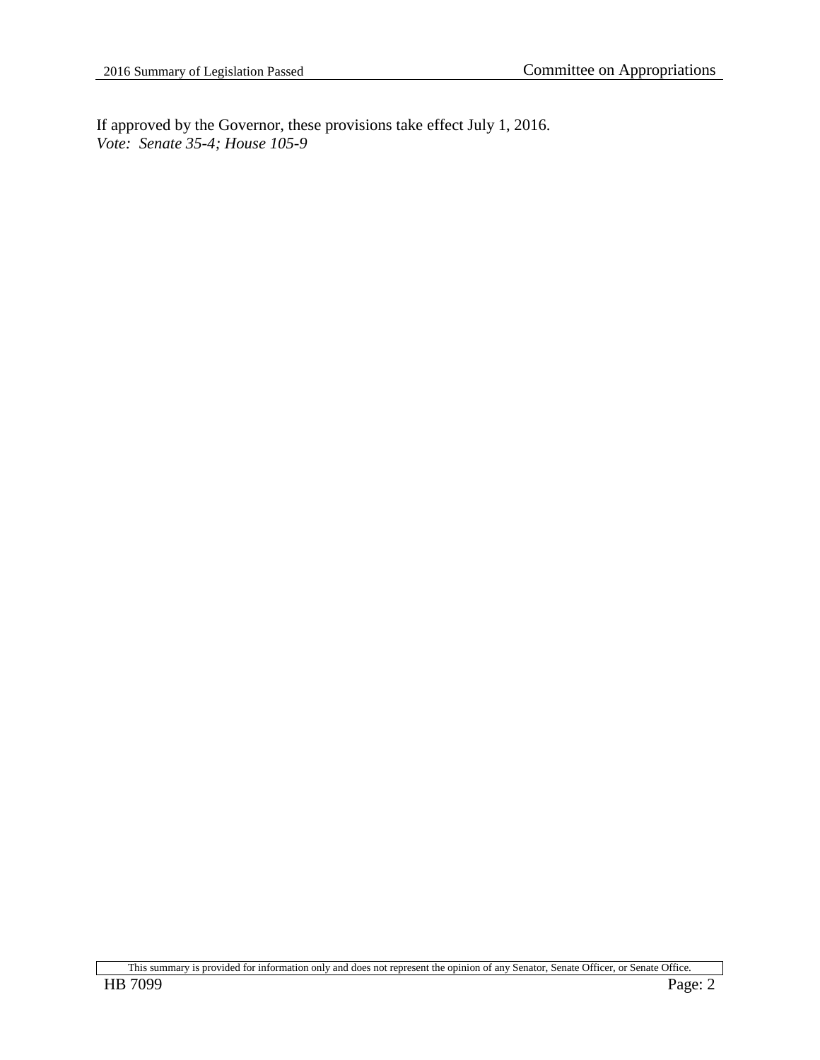If approved by the Governor, these provisions take effect July 1, 2016.
*Vote: Senate 35-4; House 105-9*